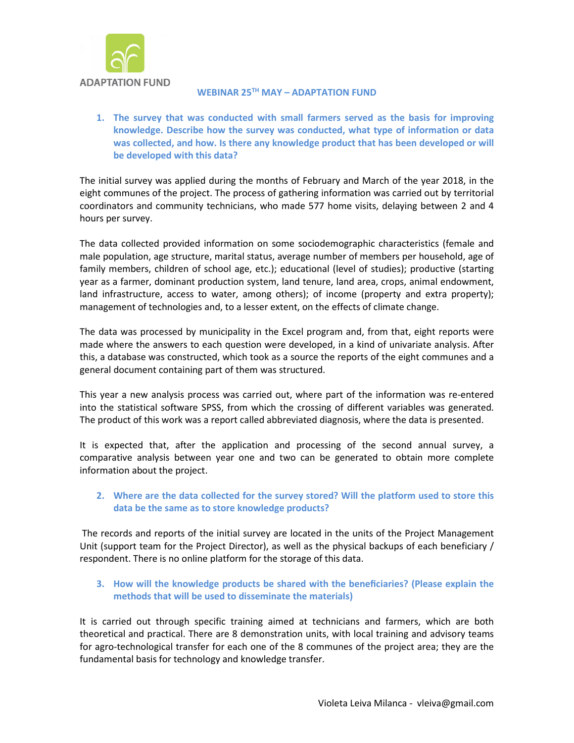ADAPTATION FUND

## WEBINAR 25TH MAY – ADAPTATION FUND

1. **The survey that was conducted with small farmers served as the basis for improving knowledge. Describe how the survey was conducted, what type of information or data was collected, and how. Is there any knowledge product that has been developed or will be developed with this data?**

The initial survey was applied during the months of February and March of the year 2018, in the eight communes of the project. The process of gathering information was carried out by territorial coordinators and community technicians, who made 577 home visits, delaying between 2 and 4 hours per survey.

The data collected provided information on some sociodemographic characteristics (female and male population, age structure, marital status, average number of members per household, age of family members, children of school age, etc.); educational (level of studies); productive (starting year as a farmer, dominant production system, land tenure, land area, crops, animal endowment, land infrastructure, access to water, among others); of income (property and extra property); management of technologies and, to a lesser extent, on the effects of climate change.

The data was processed by municipality in the Excel program and, from that, eight reports were made where the answers to each question were developed, in a kind of univariate analysis. After this, a database was constructed, which took as a source the reports of the eight communes and a general document containing part of them was structured.

This year a new analysis process was carried out, where part of the information was re-entered into the statistical software SPSS, from which the crossing of different variables was generated. The product of this work was a report called abbreviated diagnosis, where the data is presented.

It is expected that, after the application and processing of the second annual survey, a comparative analysis between year one and two can be generated to obtain more complete information about the project.

2. **Where are the data collected for the survey stored? Will the platform used to store this data be the same as to store knowledge products?**

The records and reports of the initial survey are located in the units of the Project Management Unit (support team for the Project Director), as well as the physical backups of each beneficiary / respondent. There is no online platform for the storage of this data.

3. **How will the knowledge products be shared with the beneficiaries? (Please explain the methods that will be used to disseminate the materials)**

It is carried out through specific training aimed at technicians and farmers, which are both theoretical and practical. There are 8 demonstration units, with local training and advisory teams for agro-technological transfer for each one of the 8 communes of the project area; they are the fundamental basis for technology and knowledge transfer.

Violeta Leiva Milanca - vleiva@gmail.com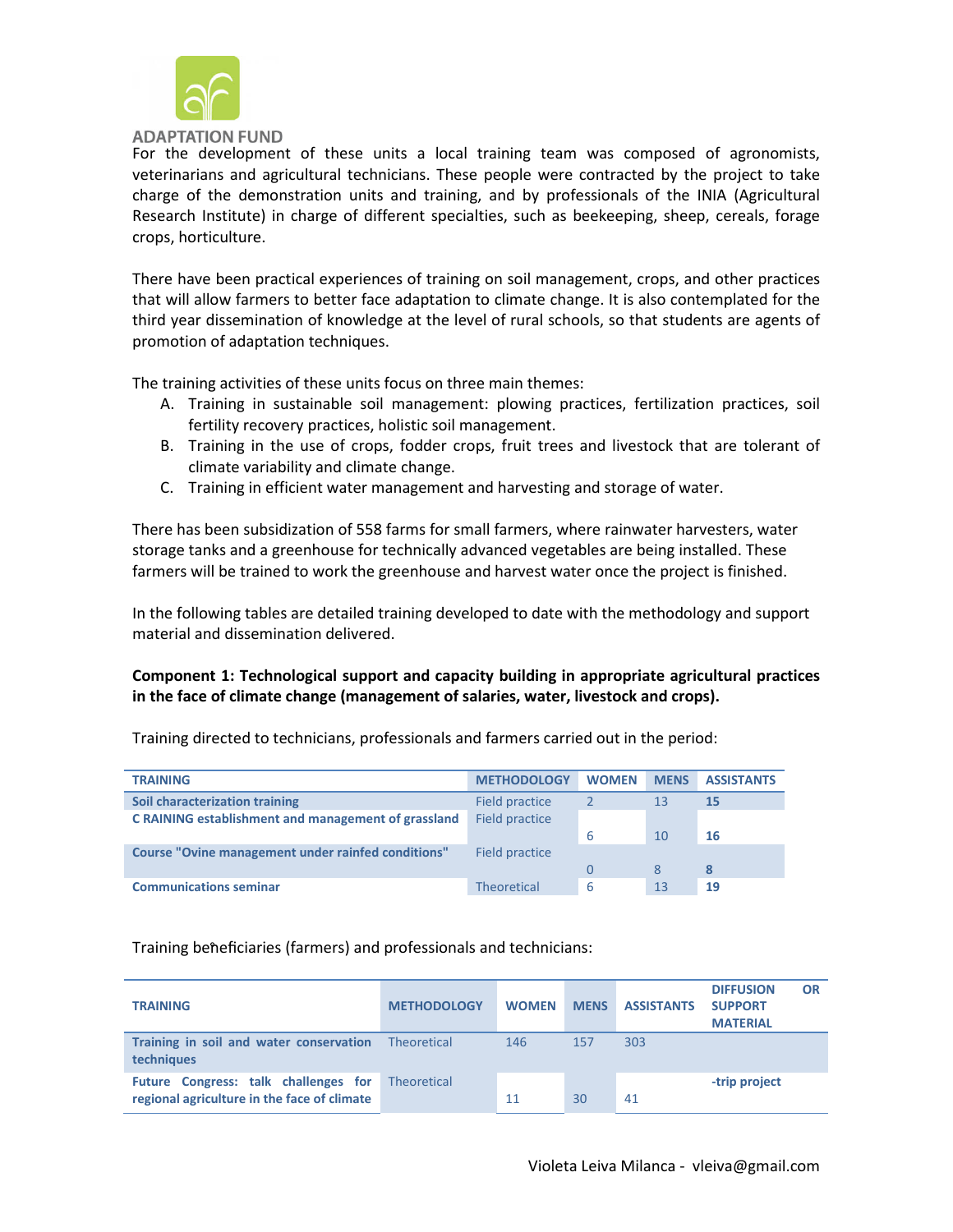For the development of these units a local training team was composed of agronomists, veterinarians and agricultural technicians. These people were contracted by the project to take charge of the demonstration units and training, and by professionals of the INIA (Agricultural Research Institute) in charge of different specialties, such as beekeeping, sheep, cereals, forage crops, horticulture.

There have been practical experiences of training on soil management, crops, and other practices that will allow farmers to better face adaptation to climate change. It is also contemplated for the third year dissemination of knowledge at the level of rural schools, so that students are agents of promotion of adaptation techniques.

The training activities of these units focus on three main themes:

A. Training in sustainable soil management: plowing practices, fertilization practices, soil fertility recovery practices, holistic soil management.
B. Training in the use of crops, fodder crops, fruit trees and livestock that are tolerant of climate variability and climate change.
C. Training in efficient water management and harvesting and storage of water.

There has been subsidization of 558 farms for small farmers, where rainwater harvesters, water storage tanks and a greenhouse for technically advanced vegetables are being installed. These farmers will be trained to work the greenhouse and harvest water once the project is finished.

In the following tables are detailed training developed to date with the methodology and support material and dissemination delivered.

**Component 1: Technological support and capacity building in appropriate agricultural practices in the face of climate change (management of salaries, water, livestock and crops).**

Training directed to technicians, professionals and farmers carried out in the period:

| TRAINING | METHODOLOGY | WOMEN | MENS | ASSISTANTS |
|---|---|---|---|---|
| Soil characterization training | Field practice | 2 | 13 | 15 |
| C RAINING establishment and management of grassland | Field practice | 6 | 10 | 16 |
| Course "Ovine management under rainfed conditions" | Field practice | 0 | 8 | 8 |
| Communications seminar | Theoretical | 6 | 13 | 19 |

Training beneficiaries (farmers) and professionals and technicians:

| TRAINING | METHODOLOGY | WOMEN | MENS | ASSISTANTS | DIFFUSION OR SUPPORT MATERIAL |
|---|---|---|---|---|---|
| Training in soil and water conservation techniques | Theoretical | 146 | 157 | 303 | |
| Future Congress: talk challenges for regional agriculture in the face of climate | Theoretical | 11 | 30 | 41 | -trip project |

Violeta Leiva Milanca - vleiva@gmail.com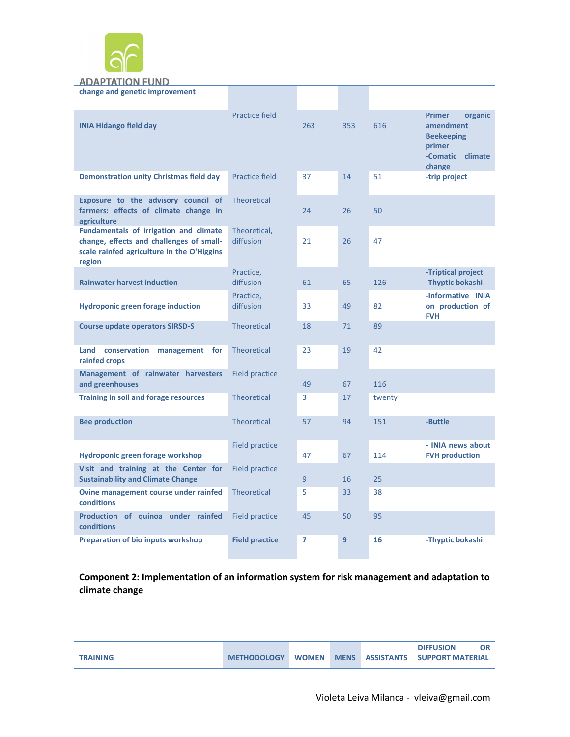| | | | | | |
|---|---|---|---|---|---|
| change and genetic improvement | | | | | |
| INIA Hidango field day | Practice field | 263 | 353 | 616 | Primer organic amendment Beekeeping primer -Comatic climate change |
| Demonstration unity Christmas field day | Practice field | 37 | 14 | 51 | -trip project |
| Exposure to the advisory council of farmers: effects of climate change in agriculture | Theoretical | 24 | 26 | 50 | |
| Fundamentals of irrigation and climate change, effects and challenges of small-scale rainfed agriculture in the O'Higgins region | Theoretical, diffusion | 21 | 26 | 47 | |
| Rainwater harvest induction | Practice, diffusion | 61 | 65 | 126 | -Triptical project -Thyptic bokashi |
| Hydroponic green forage induction | Practice, diffusion | 33 | 49 | 82 | -Informative INIA on production of FVH |
| Course update operators SIRSD-S | Theoretical | 18 | 71 | 89 | |
| Land conservation management for rainfed crops | Theoretical | 23 | 19 | 42 | |
| Management of rainwater harvesters and greenhouses | Field practice | 49 | 67 | 116 | |
| Training in soil and forage resources | Theoretical | 3 | 17 | twenty | |
| Bee production | Theoretical | 57 | 94 | 151 | -Buttle |
| Hydroponic green forage workshop | Field practice | 47 | 67 | 114 | - INIA news about FVH production |
| Visit and training at the Center for Sustainability and Climate Change | Field practice | 9 | 16 | 25 | |
| Ovine management course under rainfed conditions | Theoretical | 5 | 33 | 38 | |
| Production of quinoa under rainfed conditions | Field practice | 45 | 50 | 95 | |
| Preparation of bio inputs workshop | **Field practice** | **7** | **9** | **16** | -Thyptic bokashi |

**Component 2: Implementation of an information system for risk management and adaptation to climate change**

| TRAINING | METHODOLOGY | WOMEN | MENS | ASSISTANTS | DIFFUSION OR SUPPORT MATERIAL |
|---|---|---|---|---|---|

Violeta Leiva Milanca - vleiva@gmail.com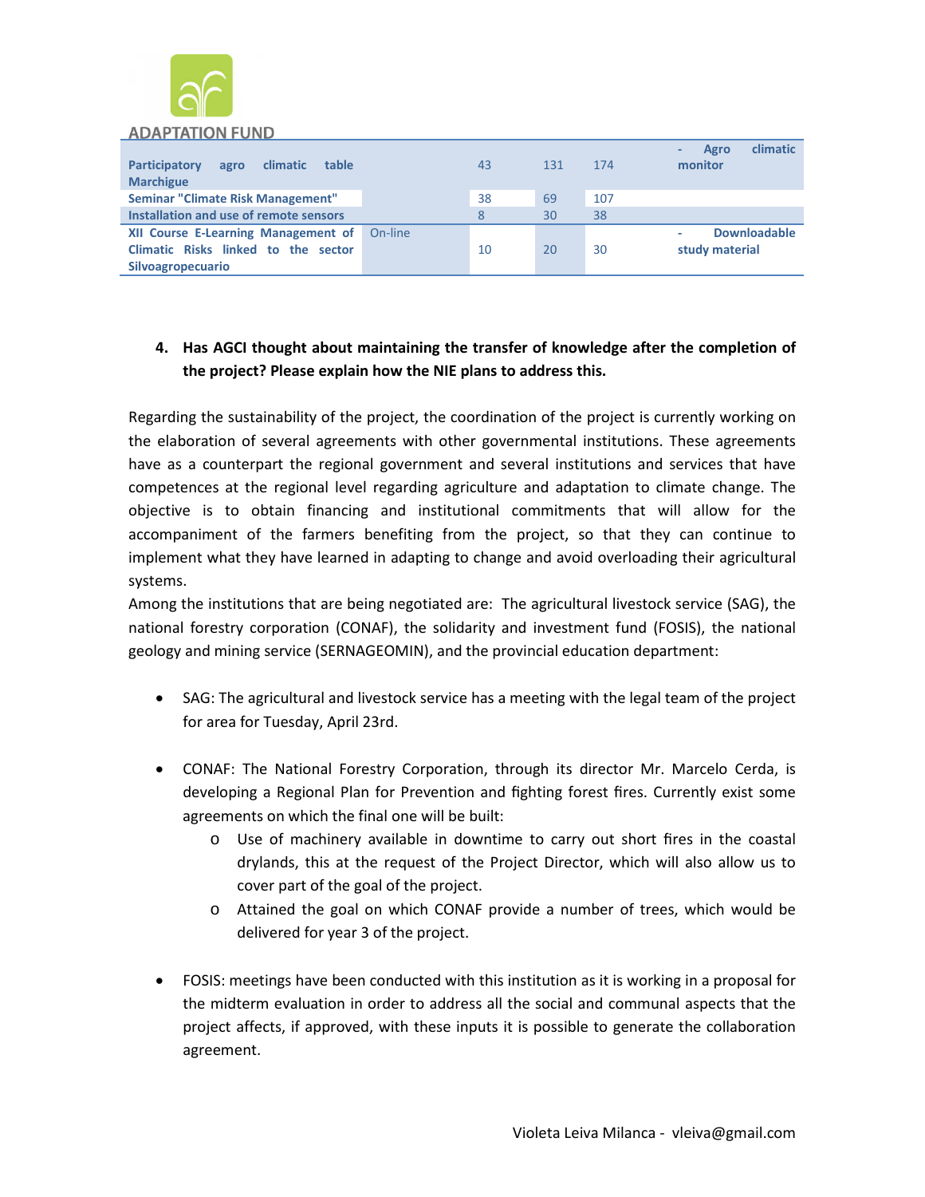| | | | | | |
|---|---|---|---|---|---|
| Participatory agro climatic table Marchigue | | 43 | 131 | 174 | - Agro climatic monitor |
| Seminar "Climate Risk Management" | | 38 | 69 | 107 | |
| Installation and use of remote sensors | | 8 | 30 | 38 | |
| XII Course E-Learning Management of Climatic Risks linked to the sector Silvoagropecuario | On-line | 10 | 20 | 30 | - Downloadable study material |

**4. Has AGCI thought about maintaining the transfer of knowledge after the completion of the project? Please explain how the NIE plans to address this.**

Regarding the sustainability of the project, the coordination of the project is currently working on the elaboration of several agreements with other governmental institutions. These agreements have as a counterpart the regional government and several institutions and services that have competences at the regional level regarding agriculture and adaptation to climate change. The objective is to obtain financing and institutional commitments that will allow for the accompaniment of the farmers benefiting from the project, so that they can continue to implement what they have learned in adapting to change and avoid overloading their agricultural systems.

Among the institutions that are being negotiated are: The agricultural livestock service (SAG), the national forestry corporation (CONAF), the solidarity and investment fund (FOSIS), the national geology and mining service (SERNAGEOMIN), and the provincial education department:

- SAG: The agricultural and livestock service has a meeting with the legal team of the project for area for Tuesday, April 23rd.

- CONAF: The National Forestry Corporation, through its director Mr. Marcelo Cerda, is developing a Regional Plan for Prevention and fighting forest fires. Currently exist some agreements on which the final one will be built:
  - Use of machinery available in downtime to carry out short fires in the coastal drylands, this at the request of the Project Director, which will also allow us to cover part of the goal of the project.
  - Attained the goal on which CONAF provide a number of trees, which would be delivered for year 3 of the project.

- FOSIS: meetings have been conducted with this institution as it is working in a proposal for the midterm evaluation in order to address all the social and communal aspects that the project affects, if approved, with these inputs it is possible to generate the collaboration agreement.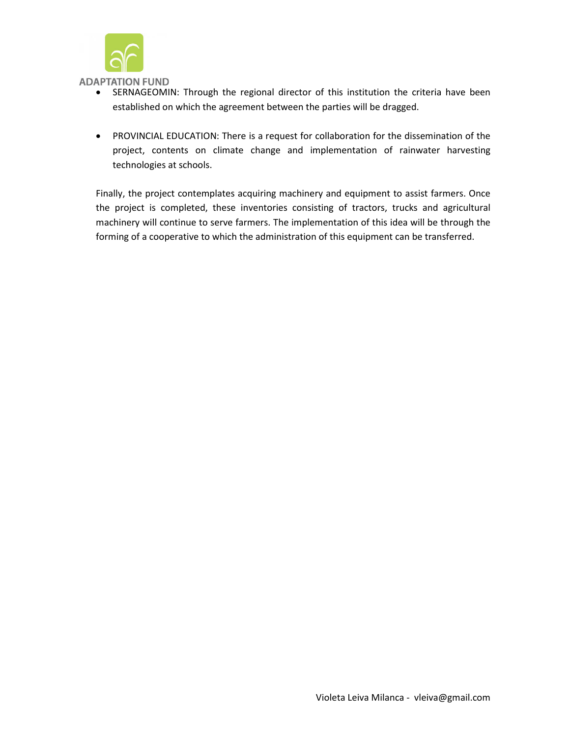- SERNAGEOMIN: Through the regional director of this institution the criteria have been established on which the agreement between the parties will be dragged.

- PROVINCIAL EDUCATION: There is a request for collaboration for the dissemination of the project, contents on climate change and implementation of rainwater harvesting technologies at schools.

Finally, the project contemplates acquiring machinery and equipment to assist farmers. Once the project is completed, these inventories consisting of tractors, trucks and agricultural machinery will continue to serve farmers. The implementation of this idea will be through the forming of a cooperative to which the administration of this equipment can be transferred.